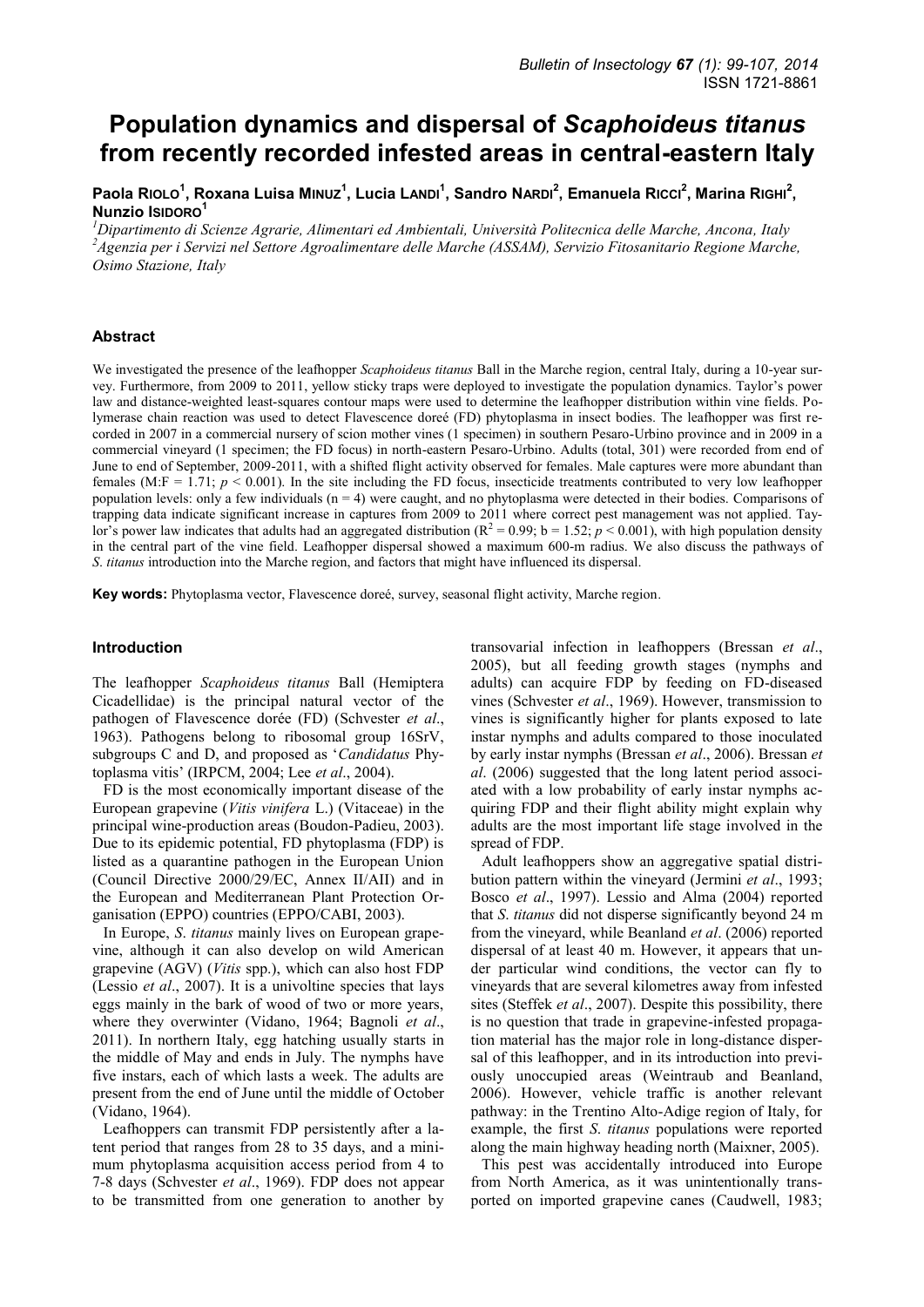# Population dynamics and dispersal of *Scaphoideus titanus* from recently recorded infested areas in central-eastern Italy

**Paola Riolo[1], Roxana Luisa Minuz[1], Lucia Landi[1], Sandro Nardi[2], Emanuela Ricci[2], Marina Righi[2], Nunzio Isidoro[1]**

[1]*Dipartimento di Scienze Agrarie, Alimentari ed Ambientali, Università Politecnica delle Marche, Ancona, Italy*
[2]*Agenzia per i Servizi nel Settore Agroalimentare delle Marche (ASSAM), Servizio Fitosanitario Regione Marche, Osimo Stazione, Italy*

## Abstract

We investigated the presence of the leafhopper *Scaphoideus titanus* Ball in the Marche region, central Italy, during a 10-year survey. Furthermore, from 2009 to 2011, yellow sticky traps were deployed to investigate the population dynamics. Taylor's power law and distance-weighted least-squares contour maps were used to determine the leafhopper distribution within vine fields. Polymerase chain reaction was used to detect Flavescence doreé (FD) phytoplasma in insect bodies. The leafhopper was first recorded in 2007 in a commercial nursery of scion mother vines (1 specimen) in southern Pesaro-Urbino province and in 2009 in a commercial vineyard (1 specimen; the FD focus) in north-eastern Pesaro-Urbino. Adults (total, 301) were recorded from end of June to end of September, 2009-2011, with a shifted flight activity observed for females. Male captures were more abundant than females (M:F = 1.71; $p < 0.001$). In the site including the FD focus, insecticide treatments contributed to very low leafhopper population levels: only a few individuals (n = 4) were caught, and no phytoplasma were detected in their bodies. Comparisons of trapping data indicate significant increase in captures from 2009 to 2011 where correct pest management was not applied. Taylor's power law indicates that adults had an aggregated distribution ($R^2 = 0.99$; b = 1.52; $p < 0.001$), with high population density in the central part of the vine field. Leafhopper dispersal showed a maximum 600-m radius. We also discuss the pathways of *S. titanus* introduction into the Marche region, and factors that might have influenced its dispersal.

**Key words:** Phytoplasma vector, Flavescence doreé, survey, seasonal flight activity, Marche region.

## Introduction

The leafhopper *Scaphoideus titanus* Ball (Hemiptera Cicadellidae) is the principal natural vector of the pathogen of Flavescence dorée (FD) (Schvester *et al*., 1963). Pathogens belong to ribosomal group 16SrV, subgroups C and D, and proposed as '*Candidatus* Phytoplasma vitis' (IRPCM, 2004; Lee *et al*., 2004).

FD is the most economically important disease of the European grapevine (*Vitis vinifera* L.) (Vitaceae) in the principal wine-production areas (Boudon-Padieu, 2003). Due to its epidemic potential, FD phytoplasma (FDP) is listed as a quarantine pathogen in the European Union (Council Directive 2000/29/EC, Annex II/AII) and in the European and Mediterranean Plant Protection Organisation (EPPO) countries (EPPO/CABI, 2003).

In Europe, *S. titanus* mainly lives on European grapevine, although it can also develop on wild American grapevine (AGV) (*Vitis* spp.), which can also host FDP (Lessio *et al*., 2007). It is a univoltine species that lays eggs mainly in the bark of wood of two or more years, where they overwinter (Vidano, 1964; Bagnoli *et al*., 2011). In northern Italy, egg hatching usually starts in the middle of May and ends in July. The nymphs have five instars, each of which lasts a week. The adults are present from the end of June until the middle of October (Vidano, 1964).

Leafhoppers can transmit FDP persistently after a latent period that ranges from 28 to 35 days, and a minimum phytoplasma acquisition access period from 4 to 7-8 days (Schvester *et al*., 1969). FDP does not appear to be transmitted from one generation to another by transovarial infection in leafhoppers (Bressan *et al*., 2005), but all feeding growth stages (nymphs and adults) can acquire FDP by feeding on FD-diseased vines (Schvester *et al*., 1969). However, transmission to vines is significantly higher for plants exposed to late instar nymphs and adults compared to those inoculated by early instar nymphs (Bressan *et al*., 2006). Bressan *et al*. (2006) suggested that the long latent period associated with a low probability of early instar nymphs acquiring FDP and their flight ability might explain why adults are the most important life stage involved in the spread of FDP.

Adult leafhoppers show an aggregative spatial distribution pattern within the vineyard (Jermini *et al*., 1993; Bosco *et al*., 1997). Lessio and Alma (2004) reported that *S. titanus* did not disperse significantly beyond 24 m from the vineyard, while Beanland *et al*. (2006) reported dispersal of at least 40 m. However, it appears that under particular wind conditions, the vector can fly to vineyards that are several kilometres away from infested sites (Steffek *et al*., 2007). Despite this possibility, there is no question that trade in grapevine-infested propagation material has the major role in long-distance dispersal of this leafhopper, and in its introduction into previously unoccupied areas (Weintraub and Beanland, 2006). However, vehicle traffic is another relevant pathway: in the Trentino Alto-Adige region of Italy, for example, the first *S. titanus* populations were reported along the main highway heading north (Maixner, 2005).

This pest was accidentally introduced into Europe from North America, as it was unintentionally transported on imported grapevine canes (Caudwell, 1983;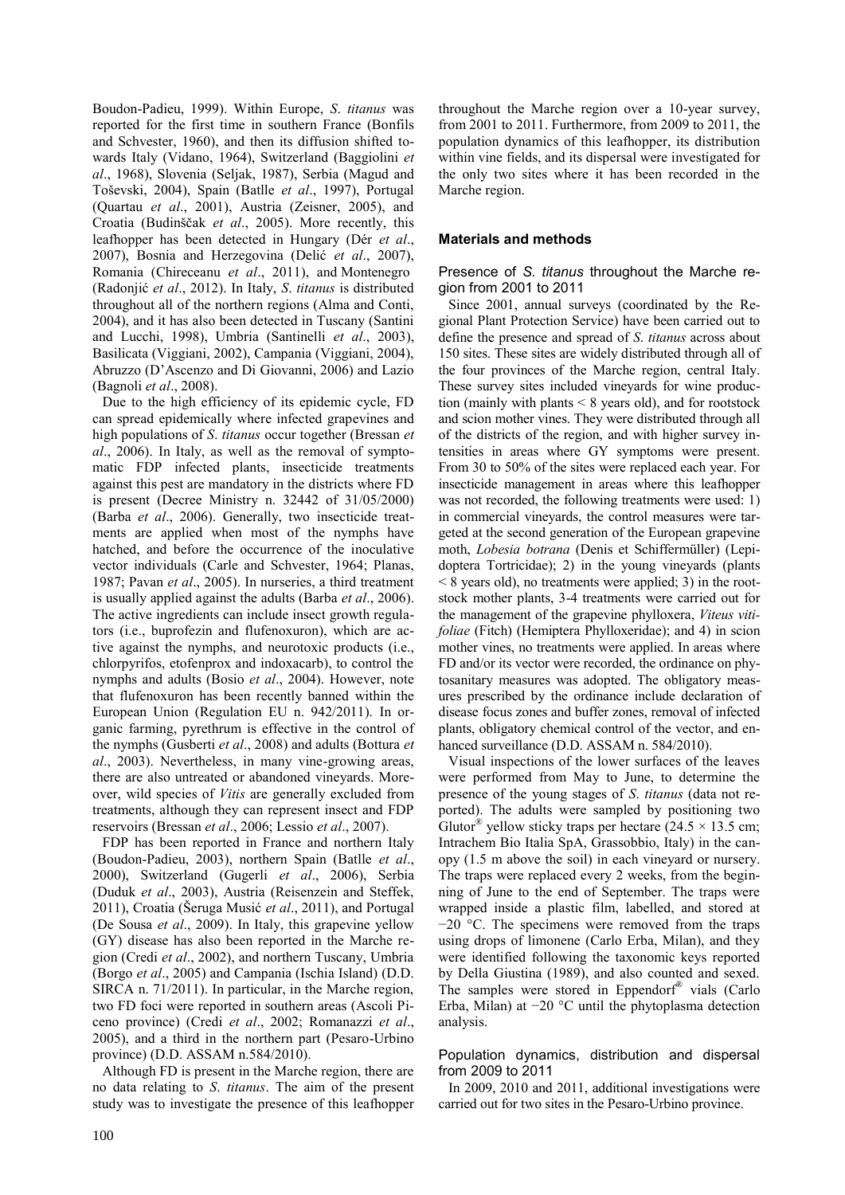Boudon-Padieu, 1999). Within Europe, *S. titanus* was reported for the first time in southern France (Bonfils and Schvester, 1960), and then its diffusion shifted towards Italy (Vidano, 1964), Switzerland (Baggiolini *et al*., 1968), Slovenia (Seljak, 1987), Serbia (Magud and Toševski, 2004), Spain (Batlle *et al*., 1997), Portugal (Quartau *et al*., 2001), Austria (Zeisner, 2005), and Croatia (Budinščak *et al*., 2005). More recently, this leafhopper has been detected in Hungary (Dér *et al*., 2007), Bosnia and Herzegovina (Delić *et al*., 2007), Romania (Chireceanu *et al*., 2011), and Montenegro (Radonjić *et al*., 2012). In Italy, *S. titanus* is distributed throughout all of the northern regions (Alma and Conti, 2004), and it has also been detected in Tuscany (Santini and Lucchi, 1998), Umbria (Santinelli *et al*., 2003), Basilicata (Viggiani, 2002), Campania (Viggiani, 2004), Abruzzo (D'Ascenzo and Di Giovanni, 2006) and Lazio (Bagnoli *et al*., 2008).

Due to the high efficiency of its epidemic cycle, FD can spread epidemically where infected grapevines and high populations of *S. titanus* occur together (Bressan *et al*., 2006). In Italy, as well as the removal of symptomatic FDP infected plants, insecticide treatments against this pest are mandatory in the districts where FD is present (Decree Ministry n. 32442 of 31/05/2000) (Barba *et al*., 2006). Generally, two insecticide treatments are applied when most of the nymphs have hatched, and before the occurrence of the inoculative vector individuals (Carle and Schvester, 1964; Planas, 1987; Pavan *et al*., 2005). In nurseries, a third treatment is usually applied against the adults (Barba *et al*., 2006). The active ingredients can include insect growth regulators (i.e., buprofezin and flufenoxuron), which are active against the nymphs, and neurotoxic products (i.e., chlorpyrifos, etofenprox and indoxacarb), to control the nymphs and adults (Bosio *et al*., 2004). However, note that flufenoxuron has been recently banned within the European Union (Regulation EU n. 942/2011). In organic farming, pyrethrum is effective in the control of the nymphs (Gusberti *et al*., 2008) and adults (Bottura *et al*., 2003). Nevertheless, in many vine-growing areas, there are also untreated or abandoned vineyards. Moreover, wild species of *Vitis* are generally excluded from treatments, although they can represent insect and FDP reservoirs (Bressan *et al*., 2006; Lessio *et al*., 2007).

FDP has been reported in France and northern Italy (Boudon-Padieu, 2003), northern Spain (Batlle *et al*., 2000), Switzerland (Gugerli *et al*., 2006), Serbia (Duduk *et al*., 2003), Austria (Reisenzein and Steffek, 2011), Croatia (Šeruga Musić *et al*., 2011), and Portugal (De Sousa *et al*., 2009). In Italy, this grapevine yellow (GY) disease has also been reported in the Marche region (Credi *et al*., 2002), and northern Tuscany, Umbria (Borgo *et al*., 2005) and Campania (Ischia Island) (D.D. SIRCA n. 71/2011). In particular, in the Marche region, two FD foci were reported in southern areas (Ascoli Piceno province) (Credi *et al*., 2002; Romanazzi *et al*., 2005), and a third in the northern part (Pesaro-Urbino province) (D.D. ASSAM n.584/2010).

Although FD is present in the Marche region, there are no data relating to *S. titanus*. The aim of the present study was to investigate the presence of this leafhopper throughout the Marche region over a 10-year survey, from 2001 to 2011. Furthermore, from 2009 to 2011, the population dynamics of this leafhopper, its distribution within vine fields, and its dispersal were investigated for the only two sites where it has been recorded in the Marche region.

## Materials and methods

### Presence of *S. titanus* throughout the Marche region from 2001 to 2011

Since 2001, annual surveys (coordinated by the Regional Plant Protection Service) have been carried out to define the presence and spread of *S. titanus* across about 150 sites. These sites are widely distributed through all of the four provinces of the Marche region, central Italy. These survey sites included vineyards for wine production (mainly with plants < 8 years old), and for rootstock and scion mother vines. They were distributed through all of the districts of the region, and with higher survey intensities in areas where GY symptoms were present. From 30 to 50% of the sites were replaced each year. For insecticide management in areas where this leafhopper was not recorded, the following treatments were used: 1) in commercial vineyards, the control measures were targeted at the second generation of the European grapevine moth, *Lobesia botrana* (Denis et Schiffermüller) (Lepidoptera Tortricidae); 2) in the young vineyards (plants < 8 years old), no treatments were applied; 3) in the rootstock mother plants, 3-4 treatments were carried out for the management of the grapevine phylloxera, *Viteus vitifoliae* (Fitch) (Hemiptera Phylloxeridae); and 4) in scion mother vines, no treatments were applied. In areas where FD and/or its vector were recorded, the ordinance on phytosanitary measures was adopted. The obligatory measures prescribed by the ordinance include declaration of disease focus zones and buffer zones, removal of infected plants, obligatory chemical control of the vector, and enhanced surveillance (D.D. ASSAM n. 584/2010).

Visual inspections of the lower surfaces of the leaves were performed from May to June, to determine the presence of the young stages of *S. titanus* (data not reported). The adults were sampled by positioning two Glutor® yellow sticky traps per hectare (24.5 × 13.5 cm; Intrachem Bio Italia SpA, Grassobbio, Italy) in the canopy (1.5 m above the soil) in each vineyard or nursery. The traps were replaced every 2 weeks, from the beginning of June to the end of September. The traps were wrapped inside a plastic film, labelled, and stored at −20 °C. The specimens were removed from the traps using drops of limonene (Carlo Erba, Milan), and they were identified following the taxonomic keys reported by Della Giustina (1989), and also counted and sexed. The samples were stored in Eppendorf® vials (Carlo Erba, Milan) at −20 °C until the phytoplasma detection analysis.

### Population dynamics, distribution and dispersal from 2009 to 2011

In 2009, 2010 and 2011, additional investigations were carried out for two sites in the Pesaro-Urbino province.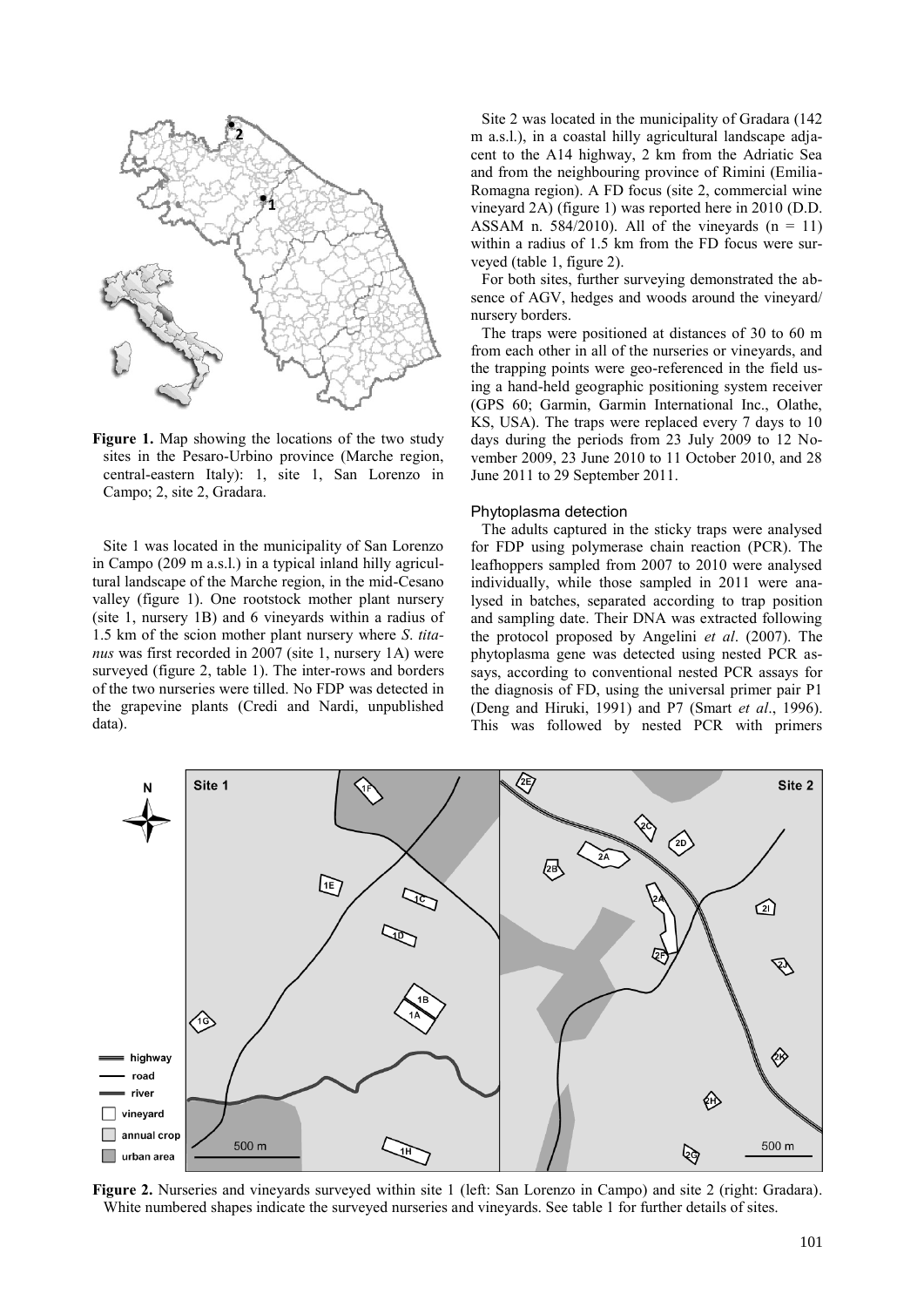Figure 1. Map showing the locations of the two study sites in the Pesaro-Urbino province (Marche region, central-eastern Italy): 1, site 1, San Lorenzo in Campo; 2, site 2, Gradara.

Site 1 was located in the municipality of San Lorenzo in Campo (209 m a.s.l.) in a typical inland hilly agricultural landscape of the Marche region, in the mid-Cesano valley (figure 1). One rootstock mother plant nursery (site 1, nursery 1B) and 6 vineyards within a radius of 1.5 km of the scion mother plant nursery where *S. titanus* was first recorded in 2007 (site 1, nursery 1A) were surveyed (figure 2, table 1). The inter-rows and borders of the two nurseries were tilled. No FDP was detected in the grapevine plants (Credi and Nardi, unpublished data).

Site 2 was located in the municipality of Gradara (142 m a.s.l.), in a coastal hilly agricultural landscape adjacent to the A14 highway, 2 km from the Adriatic Sea and from the neighbouring province of Rimini (Emilia-Romagna region). A FD focus (site 2, commercial wine vineyard 2A) (figure 1) was reported here in 2010 (D.D. ASSAM n. 584/2010). All of the vineyards (n = 11) within a radius of 1.5 km from the FD focus were surveyed (table 1, figure 2).

For both sites, further surveying demonstrated the absence of AGV, hedges and woods around the vineyard/nursery borders.

The traps were positioned at distances of 30 to 60 m from each other in all of the nurseries or vineyards, and the trapping points were geo-referenced in the field using a hand-held geographic positioning system receiver (GPS 60; Garmin, Garmin International Inc., Olathe, KS, USA). The traps were replaced every 7 days to 10 days during the periods from 23 July 2009 to 12 November 2009, 23 June 2010 to 11 October 2010, and 28 June 2011 to 29 September 2011.

### Phytoplasma detection

The adults captured in the sticky traps were analysed for FDP using polymerase chain reaction (PCR). The leafhoppers sampled from 2007 to 2010 were analysed individually, while those sampled in 2011 were analysed in batches, separated according to trap position and sampling date. Their DNA was extracted following the protocol proposed by Angelini *et al*. (2007). The phytoplasma gene was detected using nested PCR assays, according to conventional nested PCR assays for the diagnosis of FD, using the universal primer pair P1 (Deng and Hiruki, 1991) and P7 (Smart *et al*., 1996). This was followed by nested PCR with primers

Figure 2. Nurseries and vineyards surveyed within site 1 (left: San Lorenzo in Campo) and site 2 (right: Gradara). White numbered shapes indicate the surveyed nurseries and vineyards. See table 1 for further details of sites.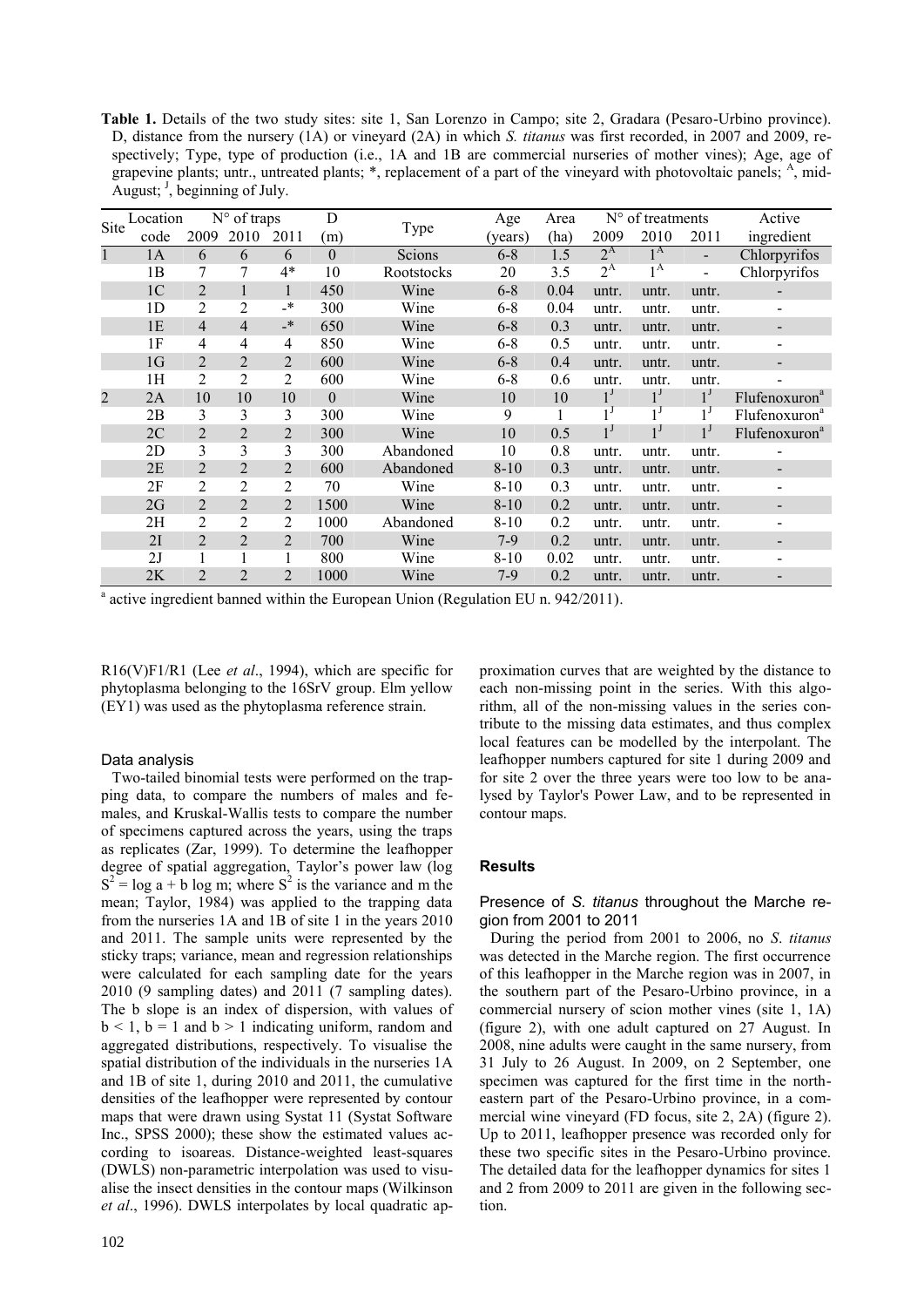**Table 1.** Details of the two study sites: site 1, San Lorenzo in Campo; site 2, Gradara (Pesaro-Urbino province). D, distance from the nursery (1A) or vineyard (2A) in which *S. titanus* was first recorded, in 2007 and 2009, respectively; Type, type of production (i.e., 1A and 1B are commercial nurseries of mother vines); Age, age of grapevine plants; untr., untreated plants; *, replacement of a part of the vineyard with photovoltaic panels; [A], mid-August; [J], beginning of July.

| Site | Location code | N° of traps 2009 | 2010 | 2011 | D (m) | Type | Age (years) | Area (ha) | N° of treatments 2009 | 2010 | 2011 | Active ingredient |
|---|---|---|---|---|---|---|---|---|---|---|---|---|
| 1 | 1A | 6 | 6 | 6 | 0 | Scions | 6-8 | 1.5 | 2[A] | 1[A] | - | Chlorpyrifos |
| | 1B | 7 | 7 | 4* | 10 | Rootstocks | 20 | 3.5 | 2[A] | 1[A] | - | Chlorpyrifos |
| | 1C | 2 | 1 | 1 | 450 | Wine | 6-8 | 0.04 | untr. | untr. | untr. | - |
| | 1D | 2 | 2 | -* | 300 | Wine | 6-8 | 0.04 | untr. | untr. | untr. | - |
| | 1E | 4 | 4 | -* | 650 | Wine | 6-8 | 0.3 | untr. | untr. | untr. | - |
| | 1F | 4 | 4 | 4 | 850 | Wine | 6-8 | 0.5 | untr. | untr. | untr. | - |
| | 1G | 2 | 2 | 2 | 600 | Wine | 6-8 | 0.4 | untr. | untr. | untr. | - |
| | 1H | 2 | 2 | 2 | 600 | Wine | 6-8 | 0.6 | untr. | untr. | untr. | - |
| 2 | 2A | 10 | 10 | 10 | 0 | Wine | 10 | 10 | 1[J] | 1[J] | 1[J] | Flufenoxuron[a] |
| | 2B | 3 | 3 | 3 | 300 | Wine | 9 | 1 | 1[J] | 1[J] | 1[J] | Flufenoxuron[a] |
| | 2C | 2 | 2 | 2 | 300 | Wine | 10 | 0.5 | 1[J] | 1[J] | 1[J] | Flufenoxuron[a] |
| | 2D | 3 | 3 | 3 | 300 | Abandoned | 10 | 0.8 | untr. | untr. | untr. | - |
| | 2E | 2 | 2 | 2 | 600 | Abandoned | 8-10 | 0.3 | untr. | untr. | untr. | - |
| | 2F | 2 | 2 | 2 | 70 | Wine | 8-10 | 0.3 | untr. | untr. | untr. | - |
| | 2G | 2 | 2 | 2 | 1500 | Wine | 8-10 | 0.2 | untr. | untr. | untr. | - |
| | 2H | 2 | 2 | 2 | 1000 | Abandoned | 8-10 | 0.2 | untr. | untr. | untr. | - |
| | 2I | 2 | 2 | 2 | 700 | Wine | 7-9 | 0.2 | untr. | untr. | untr. | - |
| | 2J | 1 | 1 | 1 | 800 | Wine | 8-10 | 0.02 | untr. | untr. | untr. | - |
| | 2K | 2 | 2 | 2 | 1000 | Wine | 7-9 | 0.2 | untr. | untr. | untr. | - |

[a] active ingredient banned within the European Union (Regulation EU n. 942/2011).

R16(V)F1/R1 (Lee *et al*., 1994), which are specific for phytoplasma belonging to the 16SrV group. Elm yellow (EY1) was used as the phytoplasma reference strain.

### Data analysis

Two-tailed binomial tests were performed on the trapping data, to compare the numbers of males and females, and Kruskal-Wallis tests to compare the number of specimens captured across the years, using the traps as replicates (Zar, 1999). To determine the leafhopper degree of spatial aggregation, Taylor's power law ($\log S^2 = \log a + b \log m$; where $S^2$ is the variance and m the mean; Taylor, 1984) was applied to the trapping data from the nurseries 1A and 1B of site 1 in the years 2010 and 2011. The sample units were represented by the sticky traps; variance, mean and regression relationships were calculated for each sampling date for the years 2010 (9 sampling dates) and 2011 (7 sampling dates). The b slope is an index of dispersion, with values of $b < 1$, $b = 1$ and $b > 1$ indicating uniform, random and aggregated distributions, respectively. To visualise the spatial distribution of the individuals in the nurseries 1A and 1B of site 1, during 2010 and 2011, the cumulative densities of the leafhopper were represented by contour maps that were drawn using Systat 11 (Systat Software Inc., SPSS 2000); these show the estimated values according to isoareas. Distance-weighted least-squares (DWLS) non-parametric interpolation was used to visualise the insect densities in the contour maps (Wilkinson *et al*., 1996). DWLS interpolates by local quadratic approximation curves that are weighted by the distance to each non-missing point in the series. With this algorithm, all of the non-missing values in the series contribute to the missing data estimates, and thus complex local features can be modelled by the interpolant. The leafhopper numbers captured for site 1 during 2009 and for site 2 over the three years were too low to be analysed by Taylor's Power Law, and to be represented in contour maps.

## Results

### Presence of *S. titanus* throughout the Marche region from 2001 to 2011

During the period from 2001 to 2006, no *S. titanus* was detected in the Marche region. The first occurrence of this leafhopper in the Marche region was in 2007, in the southern part of the Pesaro-Urbino province, in a commercial nursery of scion mother vines (site 1, 1A) (figure 2), with one adult captured on 27 August. In 2008, nine adults were caught in the same nursery, from 31 July to 26 August. In 2009, on 2 September, one specimen was captured for the first time in the northeastern part of the Pesaro-Urbino province, in a commercial wine vineyard (FD focus, site 2, 2A) (figure 2). Up to 2011, leafhopper presence was recorded only for these two specific sites in the Pesaro-Urbino province. The detailed data for the leafhopper dynamics for sites 1 and 2 from 2009 to 2011 are given in the following section.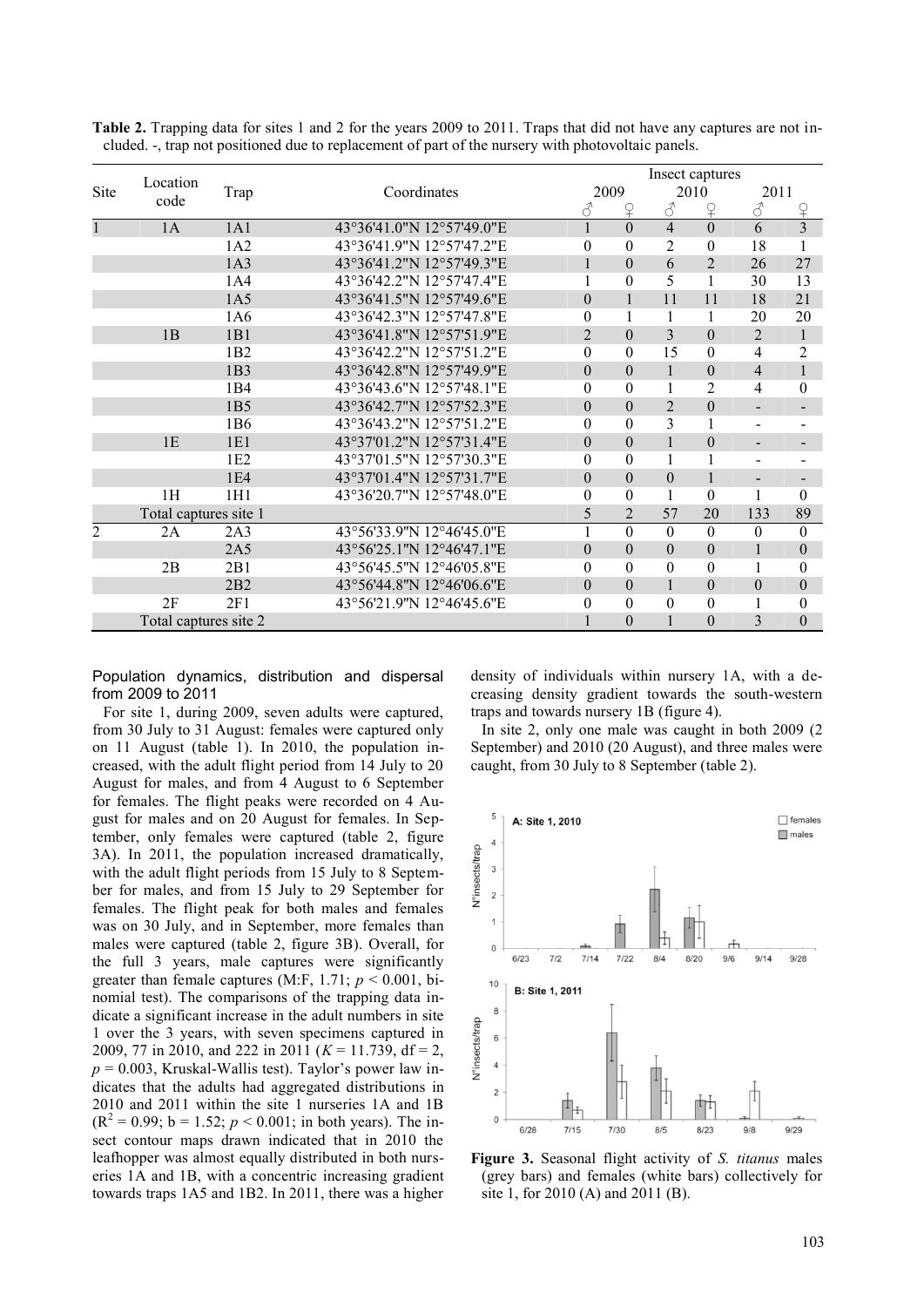**Table 2.** Trapping data for sites 1 and 2 for the years 2009 to 2011. Traps that did not have any captures are not included. -, trap not positioned due to replacement of part of the nursery with photovoltaic panels.

| Site | Location code | Trap | Coordinates | Insect captures | | | | | |
|---|---|---|---|---|---|---|---|---|---|
| | | | | 2009 | | 2010 | | 2011 | |
| | | | | ♂ | ♀ | ♂ | ♀ | ♂ | ♀ |
| 1 | 1A | 1A1 | 43°36'41.0"N 12°57'49.0"E | 1 | 0 | 4 | 0 | 6 | 3 |
| | | 1A2 | 43°36'41.9"N 12°57'47.2"E | 0 | 0 | 2 | 0 | 18 | 1 |
| | | 1A3 | 43°36'41.2"N 12°57'49.3"E | 1 | 0 | 6 | 2 | 26 | 27 |
| | | 1A4 | 43°36'42.2"N 12°57'47.4"E | 1 | 0 | 5 | 1 | 30 | 13 |
| | | 1A5 | 43°36'41.5"N 12°57'49.6"E | 0 | 1 | 11 | 11 | 18 | 21 |
| | | 1A6 | 43°36'42.3"N 12°57'47.8"E | 0 | 1 | 1 | 1 | 20 | 20 |
| | 1B | 1B1 | 43°36'41.8"N 12°57'51.9"E | 2 | 0 | 3 | 0 | 2 | 1 |
| | | 1B2 | 43°36'42.2"N 12°57'51.2"E | 0 | 0 | 15 | 0 | 4 | 2 |
| | | 1B3 | 43°36'42.8"N 12°57'49.9"E | 0 | 0 | 1 | 0 | 4 | 1 |
| | | 1B4 | 43°36'43.6"N 12°57'48.1"E | 0 | 0 | 1 | 2 | 4 | 0 |
| | | 1B5 | 43°36'42.7"N 12°57'52.3"E | 0 | 0 | 2 | 0 | - | - |
| | | 1B6 | 43°36'43.2"N 12°57'51.2"E | 0 | 0 | 3 | 1 | - | - |
| | 1E | 1E1 | 43°37'01.2"N 12°57'31.4"E | 0 | 0 | 1 | 0 | - | - |
| | | 1E2 | 43°37'01.5"N 12°57'30.3"E | 0 | 0 | 1 | 1 | - | - |
| | | 1E4 | 43°37'01.4"N 12°57'31.7"E | 0 | 0 | 0 | 1 | - | - |
| | 1H | 1H1 | 43°36'20.7"N 12°57'48.0"E | 0 | 0 | 1 | 0 | 1 | 0 |
| Total captures site 1 | | | | 5 | 2 | 57 | 20 | 133 | 89 |
| 2 | 2A | 2A3 | 43°56'33.9"N 12°46'45.0"E | 1 | 0 | 0 | 0 | 0 | 0 |
| | | 2A5 | 43°56'25.1"N 12°46'47.1"E | 0 | 0 | 0 | 0 | 1 | 0 |
| | 2B | 2B1 | 43°56'45.5"N 12°46'05.8"E | 0 | 0 | 0 | 0 | 1 | 0 |
| | | 2B2 | 43°56'44.8"N 12°46'06.6"E | 0 | 0 | 1 | 0 | 0 | 0 |
| | 2F | 2F1 | 43°56'21.9"N 12°46'45.6"E | 0 | 0 | 0 | 0 | 1 | 0 |
| Total captures site 2 | | | | 1 | 0 | 1 | 0 | 3 | 0 |

### Population dynamics, distribution and dispersal from 2009 to 2011

For site 1, during 2009, seven adults were captured, from 30 July to 31 August: females were captured only on 11 August (table 1). In 2010, the population increased, with the adult flight period from 14 July to 20 August for males, and from 4 August to 6 September for females. The flight peaks were recorded on 4 August for males and on 20 August for females. In September, only females were captured (table 2, figure 3A). In 2011, the population increased dramatically, with the adult flight periods from 15 July to 8 September for males, and from 15 July to 29 September for females. The flight peak for both males and females was on 30 July, and in September, more females than males were captured (table 2, figure 3B). Overall, for the full 3 years, male captures were significantly greater than female captures (M:F, 1.71; $p < 0.001$, binomial test). The comparisons of the trapping data indicate a significant increase in the adult numbers in site 1 over the 3 years, with seven specimens captured in 2009, 77 in 2010, and 222 in 2011 ($K = 11.739$, df = 2, $p = 0.003$, Kruskal-Wallis test). Taylor's power law indicates that the adults had aggregated distributions in 2010 and 2011 within the site 1 nurseries 1A and 1B ($R^2 = 0.99$; $b = 1.52$; $p < 0.001$; in both years). The insect contour maps drawn indicated that in 2010 the leafhopper was almost equally distributed in both nurseries 1A and 1B, with a concentric increasing gradient towards traps 1A5 and 1B2. In 2011, there was a higher density of individuals within nursery 1A, with a decreasing density gradient towards the south-western traps and towards nursery 1B (figure 4).

In site 2, only one male was caught in both 2009 (2 September) and 2010 (20 August), and three males were caught, from 30 July to 8 September (table 2).

**Figure 3.** Seasonal flight activity of *S. titanus* males (grey bars) and females (white bars) collectively for site 1, for 2010 (A) and 2011 (B).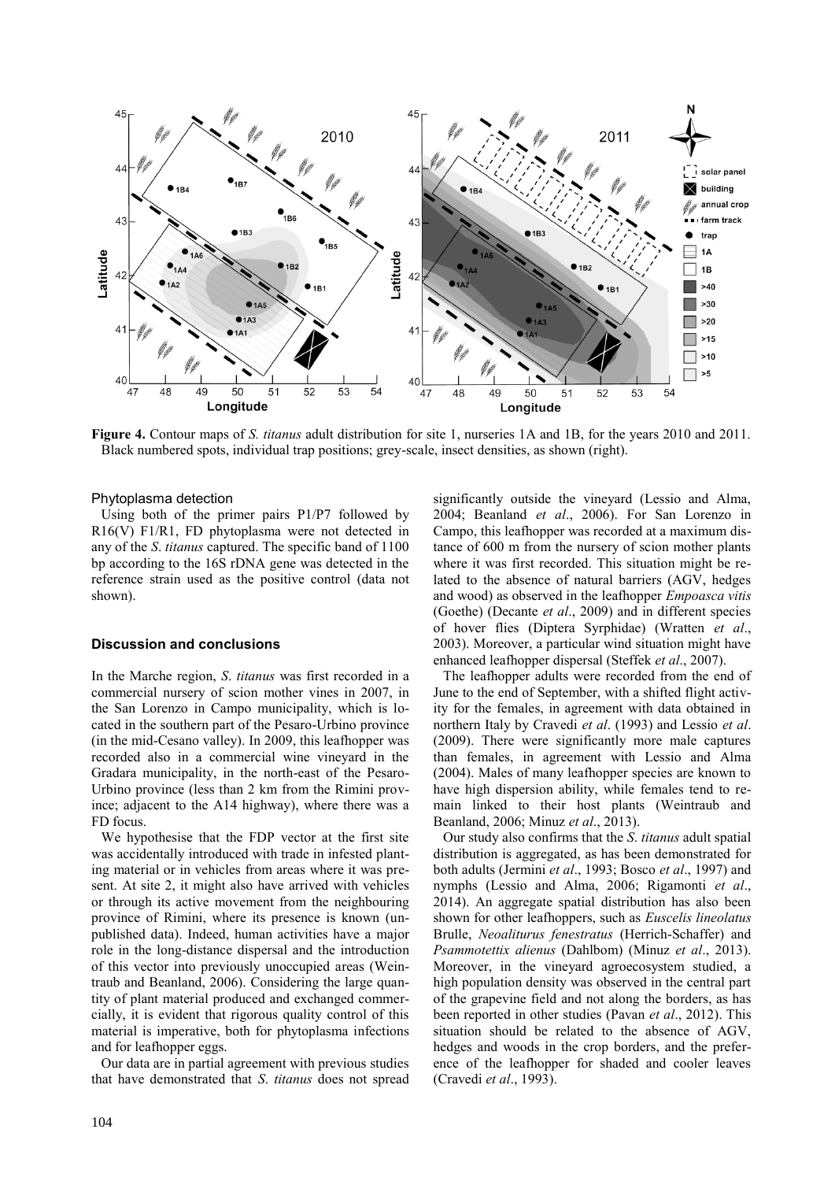**Figure 4.** Contour maps of *S. titanus* adult distribution for site 1, nurseries 1A and 1B, for the years 2010 and 2011. Black numbered spots, individual trap positions; grey-scale, insect densities, as shown (right).

### Phytoplasma detection

Using both of the primer pairs P1/P7 followed by R16(V) F1/R1, FD phytoplasma were not detected in any of the *S. titanus* captured. The specific band of 1100 bp according to the 16S rDNA gene was detected in the reference strain used as the positive control (data not shown).

## Discussion and conclusions

In the Marche region, *S. titanus* was first recorded in a commercial nursery of scion mother vines in 2007, in the San Lorenzo in Campo municipality, which is located in the southern part of the Pesaro-Urbino province (in the mid-Cesano valley). In 2009, this leafhopper was recorded also in a commercial wine vineyard in the Gradara municipality, in the north-east of the Pesaro-Urbino province (less than 2 km from the Rimini province; adjacent to the A14 highway), where there was a FD focus.

We hypothesise that the FDP vector at the first site was accidentally introduced with trade in infested planting material or in vehicles from areas where it was present. At site 2, it might also have arrived with vehicles or through its active movement from the neighbouring province of Rimini, where its presence is known (unpublished data). Indeed, human activities have a major role in the long-distance dispersal and the introduction of this vector into previously unoccupied areas (Weintraub and Beanland, 2006). Considering the large quantity of plant material produced and exchanged commercially, it is evident that rigorous quality control of this material is imperative, both for phytoplasma infections and for leafhopper eggs.

Our data are in partial agreement with previous studies that have demonstrated that *S. titanus* does not spread significantly outside the vineyard (Lessio and Alma, 2004; Beanland *et al*., 2006). For San Lorenzo in Campo, this leafhopper was recorded at a maximum distance of 600 m from the nursery of scion mother plants where it was first recorded. This situation might be related to the absence of natural barriers (AGV, hedges and wood) as observed in the leafhopper *Empoasca vitis* (Goethe) (Decante *et al*., 2009) and in different species of hover flies (Diptera Syrphidae) (Wratten *et al*., 2003). Moreover, a particular wind situation might have enhanced leafhopper dispersal (Steffek *et al*., 2007).

The leafhopper adults were recorded from the end of June to the end of September, with a shifted flight activity for the females, in agreement with data obtained in northern Italy by Cravedi *et al*. (1993) and Lessio *et al*. (2009). There were significantly more male captures than females, in agreement with Lessio and Alma (2004). Males of many leafhopper species are known to have high dispersion ability, while females tend to remain linked to their host plants (Weintraub and Beanland, 2006; Minuz *et al*., 2013).

Our study also confirms that the *S. titanus* adult spatial distribution is aggregated, as has been demonstrated for both adults (Jermini *et al*., 1993; Bosco *et al*., 1997) and nymphs (Lessio and Alma, 2006; Rigamonti *et al*., 2014). An aggregate spatial distribution has also been shown for other leafhoppers, such as *Euscelis lineolatus* Brulle, *Neoaliturus fenestratus* (Herrich-Schaffer) and *Psammotettix alienus* (Dahlbom) (Minuz *et al*., 2013). Moreover, in the vineyard agroecosystem studied, a high population density was observed in the central part of the grapevine field and not along the borders, as has been reported in other studies (Pavan *et al*., 2012). This situation should be related to the absence of AGV, hedges and woods in the crop borders, and the preference of the leafhopper for shaded and cooler leaves (Cravedi *et al*., 1993).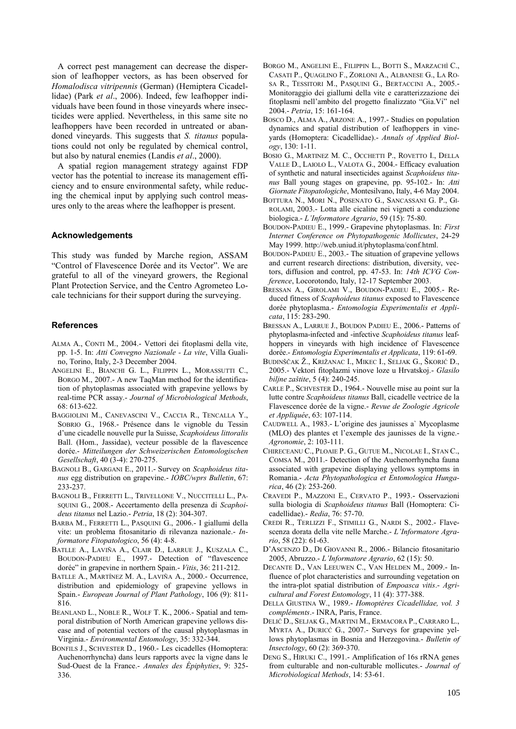A correct pest management can decrease the dispersion of leafhopper vectors, as has been observed for *Homalodisca vitripennis* (German) (Hemiptera Cicadellidae) (Park *et al*., 2006). Indeed, few leafhopper individuals have been found in those vineyards where insecticides were applied. Nevertheless, in this same site no leafhoppers have been recorded in untreated or abandoned vineyards. This suggests that *S. titanus* populations could not only be regulated by chemical control, but also by natural enemies (Landis *et al*., 2000).

A spatial region management strategy against FDP vector has the potential to increase its management efficiency and to ensure environmental safety, while reducing the chemical input by applying such control measures only to the areas where the leafhopper is present.

## Acknowledgements

This study was funded by Marche region, ASSAM "Control of Flavescence Dorée and its Vector". We are grateful to all of the vineyard growers, the Regional Plant Protection Service, and the Centro Agrometeo Locale technicians for their support during the surveying.

## References

ALMA A., CONTI M., 2004.- Vettori dei fitoplasmi della vite, pp. 1-5. In: *Atti Convegno Nazionale - La vite*, Villa Gualino, Torino, Italy, 2-3 December 2004.

ANGELINI E., BIANCHI G. L., FILIPPIN L., MORASSUTTI C., BORGO M., 2007.- A new TaqMan method for the identification of phytoplasmas associated with grapevine yellows by real-time PCR assay.- *Journal of Microbiological Methods*, 68: 613-622.

BAGGIOLINI M., CANEVASCINI V., CACCIA R., TENCALLA Y., SOBRIO G., 1968.- Présence dans le vignoble du Tessin d'une cicadelle nouvelle pur la Suisse, *Scaphoideus littoralis* Ball. (Hom., Jassidae), vecteur possible de la flavescence dorée.- *Mitteilungen der Schweizerischen Entomologischen Gesellschaft*, 40 (3-4): 270-275.

BAGNOLI B., GARGANI E., 2011.- Survey on *Scaphoideus titanus* egg distribution on grapevine.- *IOBC/wprs Bulletin*, 67: 233-237.

BAGNOLI B., FERRETTI L., TRIVELLONE V., NUCCITELLI L., PASQUINI G., 2008.- Accertamento della presenza di *Scaphoideus titanus* nel Lazio.- *Petria*, 18 (2): 304-307.

BARBA M., FERRETTI L., PASQUINI G., 2006.- I giallumi della vite: un problema fitosanitario di rilevanza nazionale.- *Informatore Fitopatologico*, 56 (4): 4-8.

BATLLE A., LAVIÑA A., CLAIR D., LARRUE J., KUSZALA C., BOUDON-PADIEU E., 1997.- Detection of "flavescence dorée" in grapevine in northern Spain.- *Vitis*, 36: 211-212.

BATLLE A., MARTÍNEZ M. A., LAVIÑA A., 2000.- Occurrence, distribution and epidemiology of grapevine yellows in Spain.- *European Journal of Plant Pathology*, 106 (9): 811-816.

BEANLAND L., NOBLE R., WOLF T. K., 2006.- Spatial and temporal distribution of North American grapevine yellows disease and of potential vectors of the causal phytoplasmas in Virginia.- *Environmental Entomology*, 35: 332-344.

BONFILS J., SCHVESTER D., 1960.- Les cicadelles (Homoptera: Auchenorrhyncha) dans leurs rapports avec la vigne dans le Sud-Ouest de la France.- *Annales des Épiphyties*, 9: 325-336.

BORGO M., ANGELINI E., FILIPPIN L., BOTTI S., MARZACHÌ C., CASATI P., QUAGLINO F., ZORLONI A., ALBANESE G., LA ROSA R., TESSITORI M., PASQUINI G., BERTACCINI A., 2005.- Monitoraggio dei giallumi della vite e caratterizzazione dei fitoplasmi nell'ambito del progetto finalizzato "Gia.Vi" nel 2004.- *Petria*, 15: 161-164.

BOSCO D., ALMA A., ARZONE A., 1997.- Studies on population dynamics and spatial distribution of leafhoppers in vineyards (Homoptera: Cicadellidae).- *Annals of Applied Biology*, 130: 1-11.

BOSIO G., MARTINEZ M. C., OCCHETTI P., ROVETTO I., DELLA VALLE D., LAIOLO L., VALOTA G., 2004.- Efficacy evaluation of synthetic and natural insecticides against *Scaphoideus titanus* Ball young stages on grapevine, pp. 95-102.- In: *Atti Giornate Fitopatologiche*, Montesilvano, Italy, 4-6 May 2004.

BOTTURA N., MORI N., POSENATO G., SANCASSANI G. P., GIROLAMI, 2003.- Lotta alle cicaline nei vigneti a conduzione biologica.- *L'Informatore Agrario*, 59 (15): 75-80.

BOUDON-PADIEU E., 1999.- Grapevine phytoplasmas. In: *First Internet Conference on Phytopathogenic Mollicutes*, 24-29 May 1999. http://web.uniud.it/phytoplasma/conf.html.

BOUDON-PADIEU E., 2003.- The situation of grapevine yellows and current research directions: distribution, diversity, vectors, diffusion and control, pp. 47-53. In: *14th ICVG Conference*, Locorotondo, Italy, 12-17 September 2003.

BRESSAN A., GIROLAMI V., BOUDON-PADIEU E., 2005.- Reduced fitness of *Scaphoideus titanus* exposed to Flavescence dorée phytoplasma.- *Entomologia Experimentalis et Applicata*, 115: 283-290.

BRESSAN A., LARRUE J., BOUDON PADIEU E., 2006.- Patterns of phytoplasma-infected and -infective *Scaphoideus titanus* leafhoppers in vineyards with high incidence of Flavescence dorée.- *Entomologia Experimentalis et Applicata*, 119: 61-69.

BUDINŠČAK Ž., KRIŽANAC I., MIKEC I., SELJAK G., ŠKORIĆ D., 2005.- Vektori fitoplazmi vinove loze u Hrvatskoj.- *Glasilo biljne zaštite*, 5 (4): 240-245.

CARLE P., SCHVESTER D., 1964.- Nouvelle mise au point sur la lutte contre *Scaphoideus titanus* Ball, cicadelle vectrice de la Flavescence dorée de la vigne.- *Revue de Zoologie Agricole et Appliquée*, 63: 107-114.

CAUDWELL A., 1983.- L'origine des jaunisses à Mycoplasme (MLO) des plantes et l'exemple des jaunisses de la vigne.- *Agronomie*, 2: 103-111.

CHIRECEANU C., PLOAIE P. G., GUTUE M., NICOLAE I., STAN C., COMSA M., 2011.- Detection of the Auchenorrhyncha fauna associated with grapevine displaying yellows symptoms in Romania.- *Acta Phytopathologica et Entomologica Hungarica*, 46 (2): 253-260.

CRAVEDI P., MAZZONI E., CERVATO P., 1993.- Osservazioni sulla biologia di *Scaphoideus titanus* Ball (Homoptera: Cicadellidae).- *Redia*, 76: 57-70.

CREDI R., TERLIZZI F., STIMILLI G., NARDI S., 2002.- Flavescenza dorata della vite nelle Marche.- *L'Informatore Agrario*, 58 (22): 61-63.

D'ASCENZO D., DI GIOVANNI R., 2006.- Bilancio fitosanitario 2005, Abruzzo.- *L'Informatore Agrario*, 62 (15): 50.

DECANTE D., VAN LEEUWEN C., VAN HELDEN M., 2009.- Influence of plot characteristics and surrounding vegetation on the intra-plot spatial distribution of *Empoasca vitis*.- *Agricultural and Forest Entomology*, 11 (4): 377-388.

DELLA GIUSTINA W., 1989.- *Homoptères Cicadellidae, vol. 3 compléments*.- INRA, Paris, France.

DELIĆ D., SELJAK G., MARTINI M., ERMACORA P., CARRARO L., MYRTA A., DURICĆ G., 2007.- Surveys for grapevine yellows phytoplasmas in Bosnia and Herzegovina.- *Bulletin of Insectology*, 60 (2): 369-370.

DENG S., HIRUKI C., 1991.- Amplification of 16s rRNA genes from culturable and non-culturable mollicutes.- *Journal of Microbiological Methods*, 14: 53-61.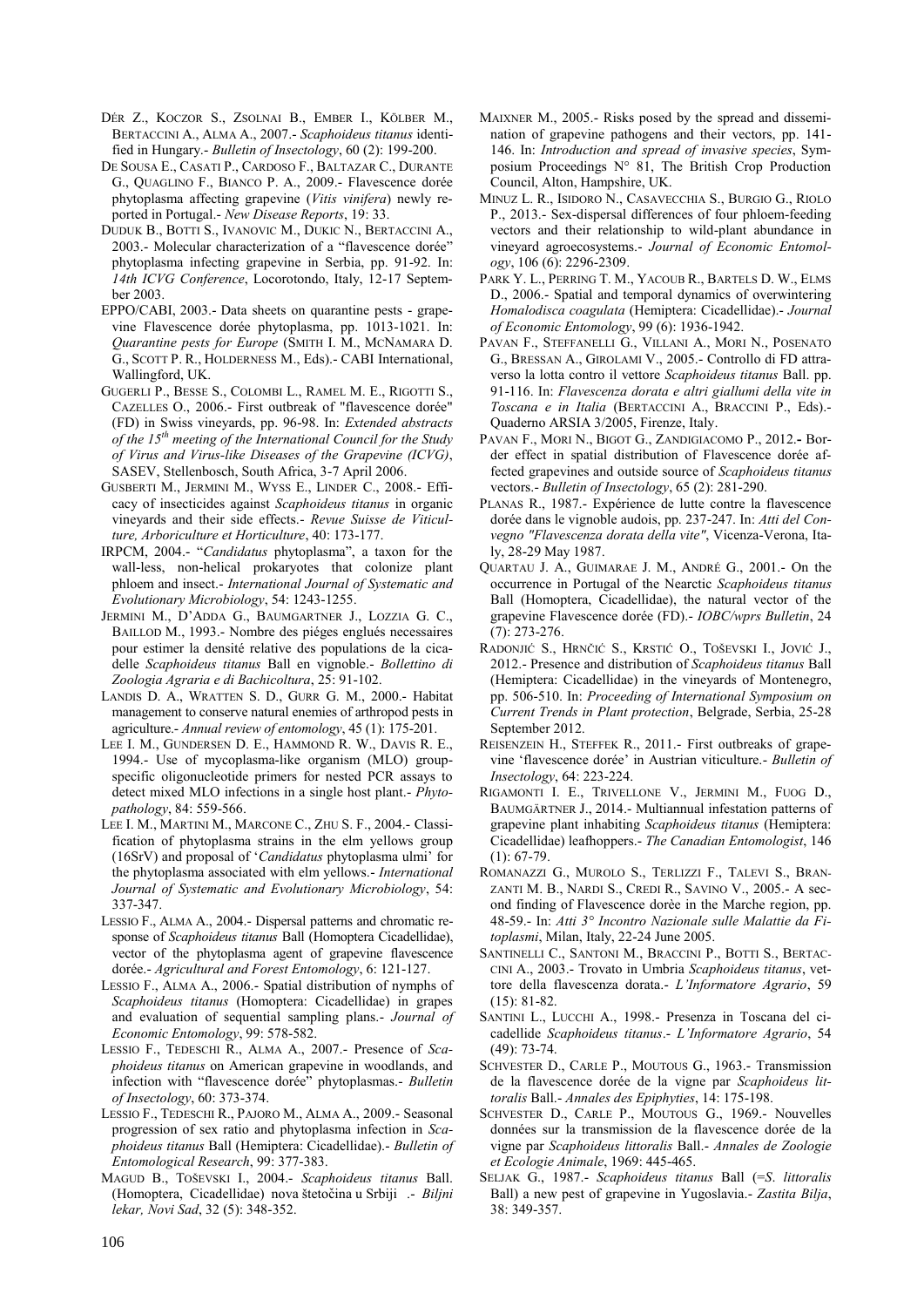DÉR Z., KOCZOR S., ZSOLNAI B., EMBER I., KÖLBER M., BERTACCINI A., ALMA A., 2007.- *Scaphoideus titanus* identified in Hungary.- *Bulletin of Insectology*, 60 (2): 199-200.

DE SOUSA E., CASATI P., CARDOSO F., BALTAZAR C., DURANTE G., QUAGLINO F., BIANCO P. A., 2009.- Flavescence dorée phytoplasma affecting grapevine (*Vitis vinifera*) newly reported in Portugal.- *New Disease Reports*, 19: 33.

DUDUK B., BOTTI S., IVANOVIC M., DUKIC N., BERTACCINI A., 2003.- Molecular characterization of a "flavescence dorée" phytoplasma infecting grapevine in Serbia, pp. 91-92. In: *14th ICVG Conference*, Locorotondo, Italy, 12-17 September 2003.

EPPO/CABI, 2003.- Data sheets on quarantine pests - grapevine Flavescence dorée phytoplasma, pp. 1013-1021. In: *Quarantine pests for Europe* (SMITH I. M., MCNAMARA D. G., SCOTT P. R., HOLDERNESS M., Eds).- CABI International, Wallingford, UK.

GUGERLI P., BESSE S., COLOMBI L., RAMEL M. E., RIGOTTI S., CAZELLES O., 2006.- First outbreak of "flavescence dorée" (FD) in Swiss vineyards, pp. 96-98. In: *Extended abstracts of the 15th meeting of the International Council for the Study of Virus and Virus-like Diseases of the Grapevine (ICVG)*, SASEV, Stellenbosch, South Africa, 3-7 April 2006.

GUSBERTI M., JERMINI M., WYSS E., LINDER C., 2008.- Efficacy of insecticides against *Scaphoideus titanus* in organic vineyards and their side effects.- *Revue Suisse de Viticulture, Arboriculture et Horticulture*, 40: 173-177.

IRPCM, 2004.- "*Candidatus* phytoplasma", a taxon for the wall-less, non-helical prokaryotes that colonize plant phloem and insect.- *International Journal of Systematic and Evolutionary Microbiology*, 54: 1243-1255.

JERMINI M., D'ADDA G., BAUMGARTNER J., LOZZIA G. C., BAILLOD M., 1993.- Nombre des piéges englués necessaires pour estimer la densité relative des populations de la cicadelle *Scaphoideus titanus* Ball en vignoble.- *Bollettino di Zoologia Agraria e di Bachicoltura*, 25: 91-102.

LANDIS D. A., WRATTEN S. D., GURR G. M., 2000.- Habitat management to conserve natural enemies of arthropod pests in agriculture.- *Annual review of entomology*, 45 (1): 175-201.

LEE I. M., GUNDERSEN D. E., HAMMOND R. W., DAVIS R. E., 1994.- Use of mycoplasma-like organism (MLO) group-specific oligonucleotide primers for nested PCR assays to detect mixed MLO infections in a single host plant.- *Phytopathology*, 84: 559-566.

LEE I. M., MARTINI M., MARCONE C., ZHU S. F., 2004.- Classification of phytoplasma strains in the elm yellows group (16SrV) and proposal of '*Candidatus* phytoplasma ulmi' for the phytoplasma associated with elm yellows.- *International Journal of Systematic and Evolutionary Microbiology*, 54: 337-347.

LESSIO F., ALMA A., 2004.- Dispersal patterns and chromatic response of *Scaphoideus titanus* Ball (Homoptera Cicadellidae), vector of the phytoplasma agent of grapevine flavescence dorée.- *Agricultural and Forest Entomology*, 6: 121-127.

LESSIO F., ALMA A., 2006.- Spatial distribution of nymphs of *Scaphoideus titanus* (Homoptera: Cicadellidae) in grapes and evaluation of sequential sampling plans.- *Journal of Economic Entomology*, 99: 578-582.

LESSIO F., TEDESCHI R., ALMA A., 2007.- Presence of *Scaphoideus titanus* on American grapevine in woodlands, and infection with "flavescence dorée" phytoplasmas.- *Bulletin of Insectology*, 60: 373-374.

LESSIO F., TEDESCHI R., PAJORO M., ALMA A., 2009.- Seasonal progression of sex ratio and phytoplasma infection in *Scaphoideus titanus* Ball (Hemiptera: Cicadellidae).- *Bulletin of Entomological Research*, 99: 377-383.

MAGUD B., TOŠEVSKI I., 2004.- *Scaphoideus titanus* Ball. (Homoptera, Cicadellidae) nova štetočina u Srbiji .- *Biljni lekar, Novi Sad*, 32 (5): 348-352.

MAIXNER M., 2005.- Risks posed by the spread and dissemination of grapevine pathogens and their vectors, pp. 141-146. In: *Introduction and spread of invasive species*, Symposium Proceedings N° 81, The British Crop Production Council, Alton, Hampshire, UK.

MINUZ L. R., ISIDORO N., CASAVECCHIA S., BURGIO G., RIOLO P., 2013.- Sex-dispersal differences of four phloem-feeding vectors and their relationship to wild-plant abundance in vineyard agroecosystems.- *Journal of Economic Entomology*, 106 (6): 2296-2309.

PARK Y. L., PERRING T. M., YACOUB R., BARTELS D. W., ELMS D., 2006.- Spatial and temporal dynamics of overwintering *Homalodisca coagulata* (Hemiptera: Cicadellidae).- *Journal of Economic Entomology*, 99 (6): 1936-1942.

PAVAN F., STEFFANELLI G., VILLANI A., MORI N., POSENATO G., BRESSAN A., GIROLAMI V., 2005.- Controllo di FD attraverso la lotta contro il vettore *Scaphoideus titanus* Ball. pp. 91-116. In: *Flavescenza dorata e altri giallumi della vite in Toscana e in Italia* (BERTACCINI A., BRACCINI P., Eds).- Quaderno ARSIA 3/2005, Firenze, Italy.

PAVAN F., MORI N., BIGOT G., ZANDIGIACOMO P., 2012.- Border effect in spatial distribution of Flavescence dorée affected grapevines and outside source of *Scaphoideus titanus* vectors.- *Bulletin of Insectology*, 65 (2): 281-290.

PLANAS R., 1987.- Expérience de lutte contre la flavescence dorée dans le vignoble audois, pp. 237-247. In: *Atti del Convegno "Flavescenza dorata della vite"*, Vicenza-Verona, Italy, 28-29 May 1987.

QUARTAU J. A., GUIMARAE J. M., ANDRÉ G., 2001.- On the occurrence in Portugal of the Nearctic *Scaphoideus titanus* Ball (Homoptera, Cicadellidae), the natural vector of the grapevine Flavescence dorée (FD).- *IOBC/wprs Bulletin*, 24 (7): 273-276.

RADONJIĆ S., HRNČIĆ S., KRSTIĆ O., TOŠEVSKI I., JOVIĆ J., 2012.- Presence and distribution of *Scaphoideus titanus* Ball (Hemiptera: Cicadellidae) in the vineyards of Montenegro, pp. 506-510. In: *Proceeding of International Symposium on Current Trends in Plant protection*, Belgrade, Serbia, 25-28 September 2012.

REISENZEIN H., STEFFEK R., 2011.- First outbreaks of grapevine 'flavescence dorée' in Austrian viticulture.- *Bulletin of Insectology*, 64: 223-224.

RIGAMONTI I. E., TRIVELLONE V., JERMINI M., FUOG D., BAUMGÄRTNER J., 2014.- Multiannual infestation patterns of grapevine plant inhabiting *Scaphoideus titanus* (Hemiptera: Cicadellidae) leafhoppers.- *The Canadian Entomologist*, 146 (1): 67-79.

ROMANAZZI G., MUROLO S., TERLIZZI F., TALEVI S., BRANZANTI M. B., NARDI S., CREDI R., SAVINO V., 2005.- A second finding of Flavescence dorèe in the Marche region, pp. 48-59.- In: *Atti 3° Incontro Nazionale sulle Malattie da Fitoplasmi*, Milan, Italy, 22-24 June 2005.

SANTINELLI C., SANTONI M., BRACCINI P., BOTTI S., BERTACCINI A., 2003.- Trovato in Umbria *Scaphoideus titanus*, vettore della flavescenza dorata.- *L'Informatore Agrario*, 59 (15): 81-82.

SANTINI L., LUCCHI A., 1998.- Presenza in Toscana del cicadellide *Scaphoideus titanus*.- *L'Informatore Agrario*, 54 (49): 73-74.

SCHVESTER D., CARLE P., MOUTOUS G., 1963.- Transmission de la flavescence dorée de la vigne par *Scaphoideus littoralis* Ball.- *Annales des Epiphyties*, 14: 175-198.

SCHVESTER D., CARLE P., MOUTOUS G., 1969.- Nouvelles données sur la transmission de la flavescence dorée de la vigne par *Scaphoideus littoralis* Ball.- *Annales de Zoologie et Ecologie Animale*, 1969: 445-465.

SELJAK G., 1987.- *Scaphoideus titanus* Ball (=*S. littoralis* Ball) a new pest of grapevine in Yugoslavia.- *Zastita Bilja*, 38: 349-357.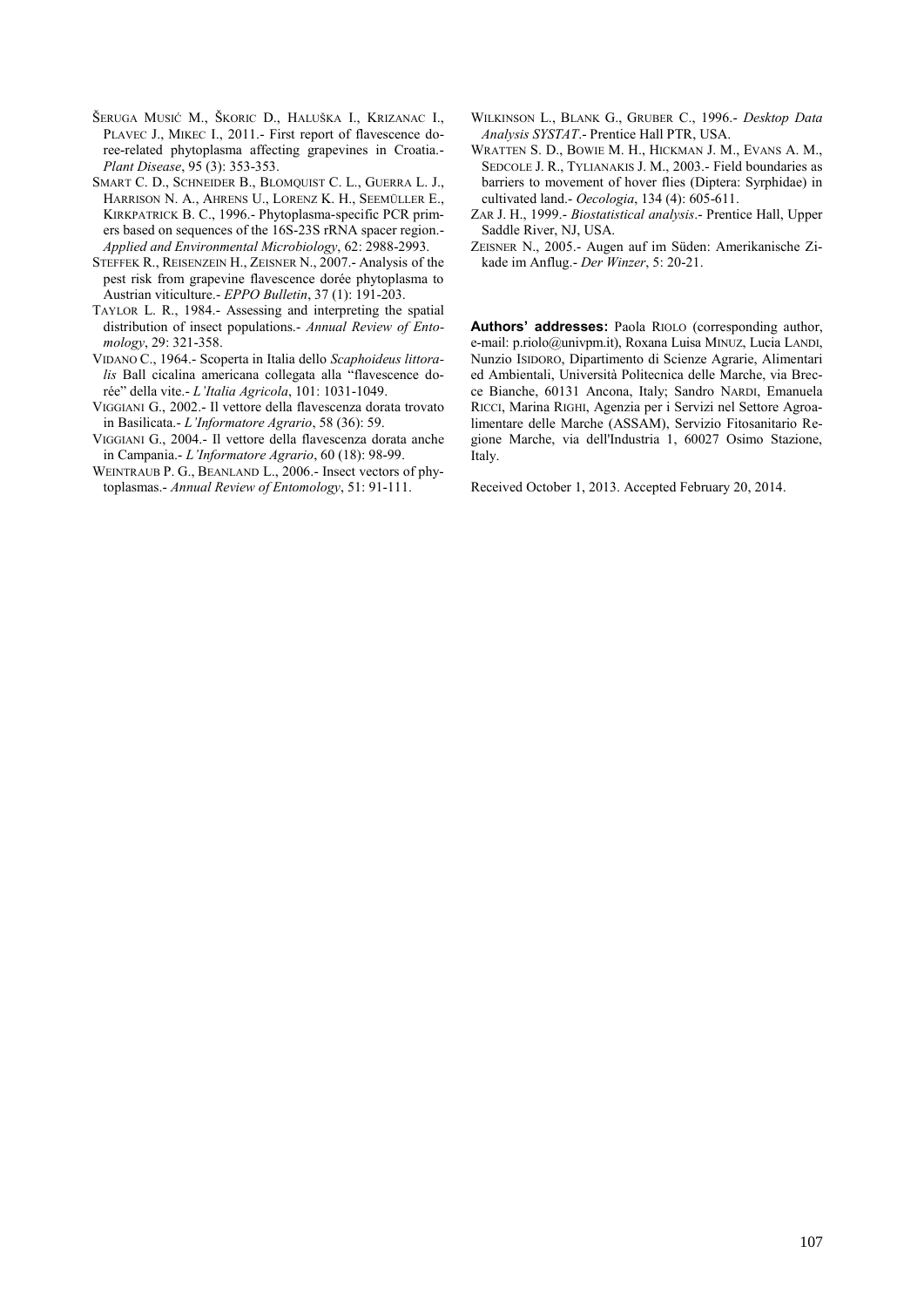ŠERUGA MUSIĆ M., ŠKORIC D., HALUŠKA I., KRIZANAC I., PLAVEC J., MIKEC I., 2011.- First report of flavescence dorée-related phytoplasma affecting grapevines in Croatia.- *Plant Disease*, 95 (3): 353-353.

SMART C. D., SCHNEIDER B., BLOMQUIST C. L., GUERRA L. J., HARRISON N. A., AHRENS U., LORENZ K. H., SEEMÜLLER E., KIRKPATRICK B. C., 1996.- Phytoplasma-specific PCR primers based on sequences of the 16S-23S rRNA spacer region.- *Applied and Environmental Microbiology*, 62: 2988-2993.

STEFFEK R., REISENZEIN H., ZEISNER N., 2007.- Analysis of the pest risk from grapevine flavescence dorée phytoplasma to Austrian viticulture.- *EPPO Bulletin*, 37 (1): 191-203.

TAYLOR L. R., 1984.- Assessing and interpreting the spatial distribution of insect populations.- *Annual Review of Entomology*, 29: 321-358.

VIDANO C., 1964.- Scoperta in Italia dello *Scaphoideus littoralis* Ball cicalina americana collegata alla "flavescence dorée" della vite.- *L'Italia Agricola*, 101: 1031-1049.

VIGGIANI G., 2002.- Il vettore della flavescenza dorata trovato in Basilicata.- *L'Informatore Agrario*, 58 (36): 59.

VIGGIANI G., 2004.- Il vettore della flavescenza dorata anche in Campania.- *L'Informatore Agrario*, 60 (18): 98-99.

WEINTRAUB P. G., BEANLAND L., 2006.- Insect vectors of phytoplasmas.- *Annual Review of Entomology*, 51: 91-111.

WILKINSON L., BLANK G., GRUBER C., 1996.- *Desktop Data Analysis SYSTAT*.- Prentice Hall PTR, USA.

WRATTEN S. D., BOWIE M. H., HICKMAN J. M., EVANS A. M., SEDCOLE J. R., TYLIANAKIS J. M., 2003.- Field boundaries as barriers to movement of hover flies (Diptera: Syrphidae) in cultivated land.- *Oecologia*, 134 (4): 605-611.

ZAR J. H., 1999.- *Biostatistical analysis*.- Prentice Hall, Upper Saddle River, NJ, USA.

ZEISNER N., 2005.- Augen auf im Süden: Amerikanische Zikade im Anflug.- *Der Winzer*, 5: 20-21.

**Authors' addresses:** Paola RIOLO (corresponding author, e-mail: p.riolo@univpm.it), Roxana Luisa MINUZ, Lucia LANDI, Nunzio ISIDORO, Dipartimento di Scienze Agrarie, Alimentari ed Ambientali, Università Politecnica delle Marche, via Brecce Bianche, 60131 Ancona, Italy; Sandro NARDI, Emanuela RICCI, Marina RIGHI, Agenzia per i Servizi nel Settore Agroalimentare delle Marche (ASSAM), Servizio Fitosanitario Regione Marche, via dell'Industria 1, 60027 Osimo Stazione, Italy.

Received October 1, 2013. Accepted February 20, 2014.